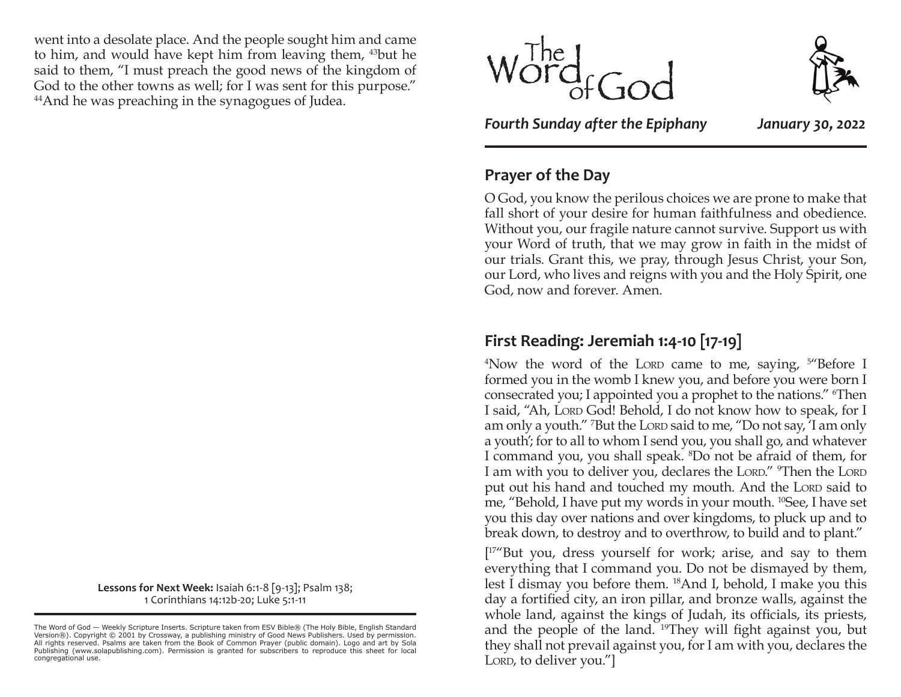went into a desolate place. And the people sought him and came to him, and would have kept him from leaving them, [43]but he said to them, "I must preach the good news of the kingdom of God to the other towns as well; for I was sent for this purpose." [44]And he was preaching in the synagogues of Judea.

**Lessons for Next Week:** Isaiah 6:1-8 [9-13]; Psalm 138; 1 Corinthians 14:12b-20; Luke 5:1-11

The Word of God — Weekly Scripture Inserts. Scripture taken from ESV Bible® (The Holy Bible, English Standard Version®). Copyright © 2001 by Crossway, a publishing ministry of Good News Publishers. Used by permission. All rights reserved. Psalms are taken from the Book of Common Prayer (public domain). Logo and art by Sola Publishing (www.solapublishing.com). Permission is granted for subscribers to reproduce this sheet for local congregational use.

# The Word of God

***Fourth Sunday after the Epiphany*** ***January 30, 2022***

## Prayer of the Day

O God, you know the perilous choices we are prone to make that fall short of your desire for human faithfulness and obedience. Without you, our fragile nature cannot survive. Support us with your Word of truth, that we may grow in faith in the midst of our trials. Grant this, we pray, through Jesus Christ, your Son, our Lord, who lives and reigns with you and the Holy Spirit, one God, now and forever. Amen.

## First Reading: Jeremiah 1:4-10 [17-19]

[4]Now the word of the LORD came to me, saying, [5]"Before I formed you in the womb I knew you, and before you were born I consecrated you; I appointed you a prophet to the nations." [6]Then I said, "Ah, LORD God! Behold, I do not know how to speak, for I am only a youth." [7]But the LORD said to me, "Do not say, 'I am only a youth'; for to all to whom I send you, you shall go, and whatever I command you, you shall speak. [8]Do not be afraid of them, for I am with you to deliver you, declares the LORD." [9]Then the LORD put out his hand and touched my mouth. And the LORD said to me, "Behold, I have put my words in your mouth. [10]See, I have set you this day over nations and over kingdoms, to pluck up and to break down, to destroy and to overthrow, to build and to plant."

[[17]"But you, dress yourself for work; arise, and say to them everything that I command you. Do not be dismayed by them, lest I dismay you before them. [18]And I, behold, I make you this day a fortified city, an iron pillar, and bronze walls, against the whole land, against the kings of Judah, its officials, its priests, and the people of the land. [19]They will fight against you, but they shall not prevail against you, for I am with you, declares the LORD, to deliver you."]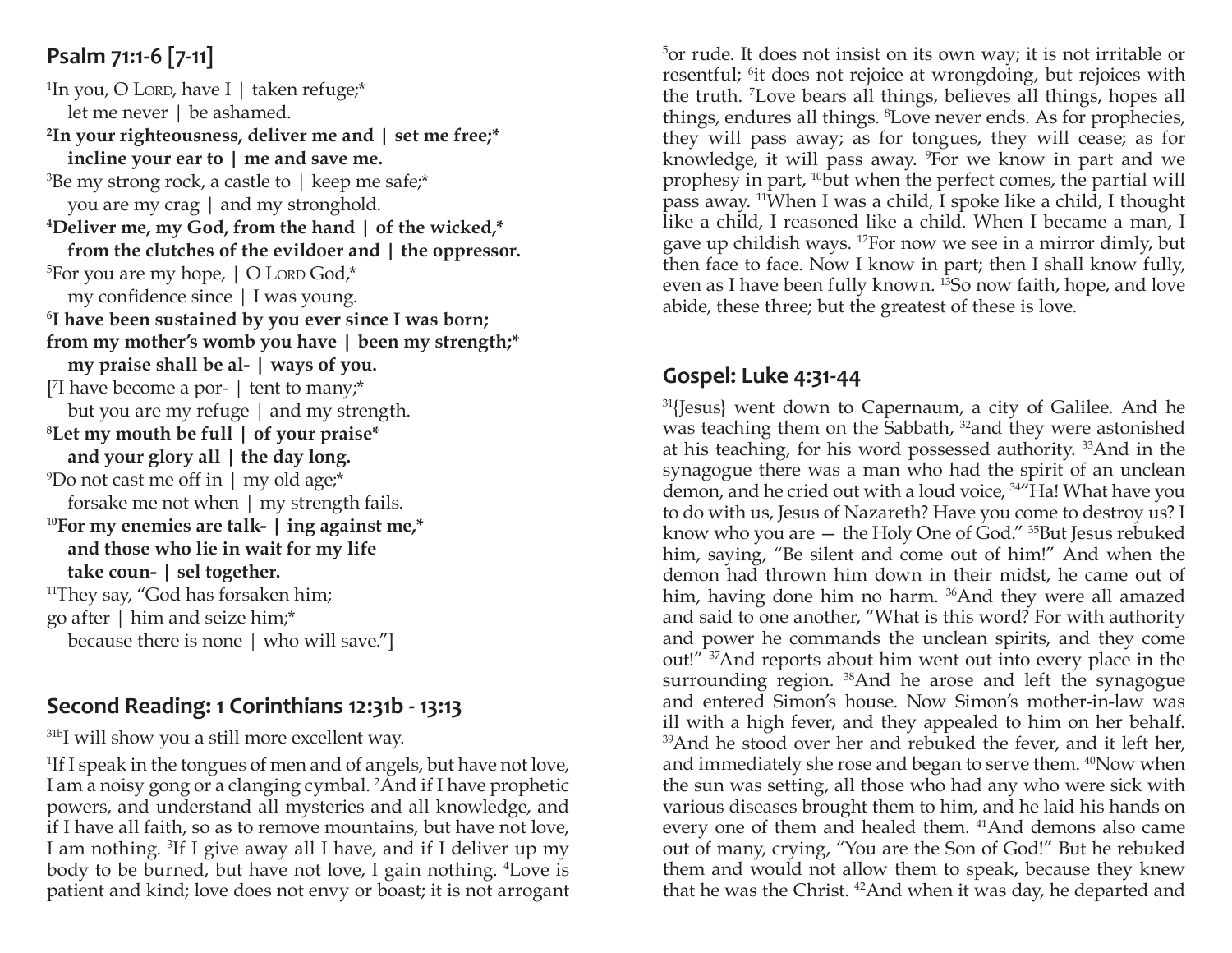## Psalm 71:1-6 [7-11]

[1]In you, O LORD, have I | taken refuge;*
  let me never | be ashamed.
**[2]In your righteousness, deliver me and | set me free;***
  **incline your ear to | me and save me.**
[3]Be my strong rock, a castle to | keep me safe;*
  you are my crag | and my stronghold.
**[4]Deliver me, my God, from the hand | of the wicked,***
  **from the clutches of the evildoer and | the oppressor.**
[5]For you are my hope, | O LORD God,*
  my confidence since | I was young.
**[6]I have been sustained by you ever since I was born;**
**from my mother's womb you have | been my strength;***
  **my praise shall be al- | ways of you.**
[[7]I have become a por- | tent to many;*
  but you are my refuge | and my strength.
**[8]Let my mouth be full | of your praise***
  **and your glory all | the day long.**
[9]Do not cast me off in | my old age;*
  forsake me not when | my strength fails.
**[10]For my enemies are talk- | ing against me,***
  **and those who lie in wait for my life**
  **take coun- | sel together.**
[11]They say, "God has forsaken him;
go after | him and seize him;*
  because there is none | who will save."]

## Second Reading: 1 Corinthians 12:31b - 13:13

[31b]I will show you a still more excellent way.

[1]If I speak in the tongues of men and of angels, but have not love, I am a noisy gong or a clanging cymbal. [2]And if I have prophetic powers, and understand all mysteries and all knowledge, and if I have all faith, so as to remove mountains, but have not love, I am nothing. [3]If I give away all I have, and if I deliver up my body to be burned, but have not love, I gain nothing. [4]Love is patient and kind; love does not envy or boast; it is not arrogant [5]or rude. It does not insist on its own way; it is not irritable or resentful; [6]it does not rejoice at wrongdoing, but rejoices with the truth. [7]Love bears all things, believes all things, hopes all things, endures all things. [8]Love never ends. As for prophecies, they will pass away; as for tongues, they will cease; as for knowledge, it will pass away. [9]For we know in part and we prophesy in part, [10]but when the perfect comes, the partial will pass away. [11]When I was a child, I spoke like a child, I thought like a child, I reasoned like a child. When I became a man, I gave up childish ways. [12]For now we see in a mirror dimly, but then face to face. Now I know in part; then I shall know fully, even as I have been fully known. [13]So now faith, hope, and love abide, these three; but the greatest of these is love.

## Gospel: Luke 4:31-44

[31]{Jesus} went down to Capernaum, a city of Galilee. And he was teaching them on the Sabbath, [32]and they were astonished at his teaching, for his word possessed authority. [33]And in the synagogue there was a man who had the spirit of an unclean demon, and he cried out with a loud voice, [34]"Ha! What have you to do with us, Jesus of Nazareth? Have you come to destroy us? I know who you are — the Holy One of God." [35]But Jesus rebuked him, saying, "Be silent and come out of him!" And when the demon had thrown him down in their midst, he came out of him, having done him no harm. [36]And they were all amazed and said to one another, "What is this word? For with authority and power he commands the unclean spirits, and they come out!" [37]And reports about him went out into every place in the surrounding region. [38]And he arose and left the synagogue and entered Simon's house. Now Simon's mother-in-law was ill with a high fever, and they appealed to him on her behalf. [39]And he stood over her and rebuked the fever, and it left her, and immediately she rose and began to serve them. [40]Now when the sun was setting, all those who had any who were sick with various diseases brought them to him, and he laid his hands on every one of them and healed them. [41]And demons also came out of many, crying, "You are the Son of God!" But he rebuked them and would not allow them to speak, because they knew that he was the Christ. [42]And when it was day, he departed and